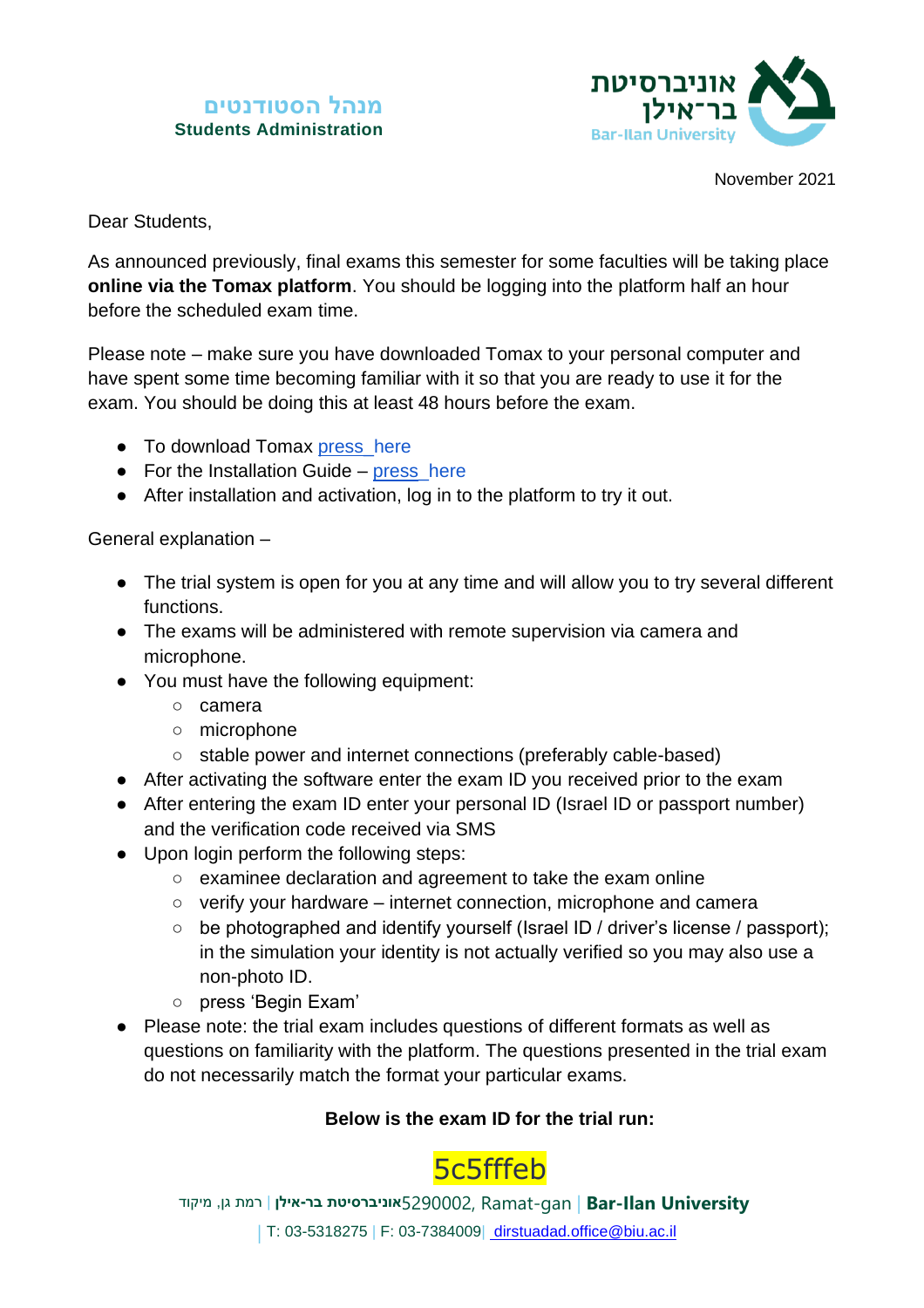מנהל הסטודנטים
**Students Administration**

אוניברסיטת בר־אילן
Bar-Ilan University

November 2021

Dear Students,

As announced previously, final exams this semester for some faculties will be taking place **online via the Tomax platform**. You should be logging into the platform half an hour before the scheduled exam time.

Please note – make sure you have downloaded Tomax to your personal computer and have spent some time becoming familiar with it so that you are ready to use it for the exam. You should be doing this at least 48 hours before the exam.

- To download Tomax press here
- For the Installation Guide – press here
- After installation and activation, log in to the platform to try it out.

General explanation –

- The trial system is open for you at any time and will allow you to try several different functions.
- The exams will be administered with remote supervision via camera and microphone.
- You must have the following equipment:
  - camera
  - microphone
  - stable power and internet connections (preferably cable-based)
- After activating the software enter the exam ID you received prior to the exam
- After entering the exam ID enter your personal ID (Israel ID or passport number) and the verification code received via SMS
- Upon login perform the following steps:
  - examinee declaration and agreement to take the exam online
  - verify your hardware – internet connection, microphone and camera
  - be photographed and identify yourself (Israel ID / driver's license / passport); in the simulation your identity is not actually verified so you may also use a non-photo ID.
  - press 'Begin Exam'
- Please note: the trial exam includes questions of different formats as well as questions on familiarity with the platform. The questions presented in the trial exam do not necessarily match the format your particular exams.

**Below is the exam ID for the trial run:**

5c5fffeb

רמת גן, מיקוד | **אוניברסיטת בר-אילן**5290002, Ramat-gan | **Bar-Ilan University**
| T: 03-5318275 | F: 03-7384009| dirstuadad.office@biu.ac.il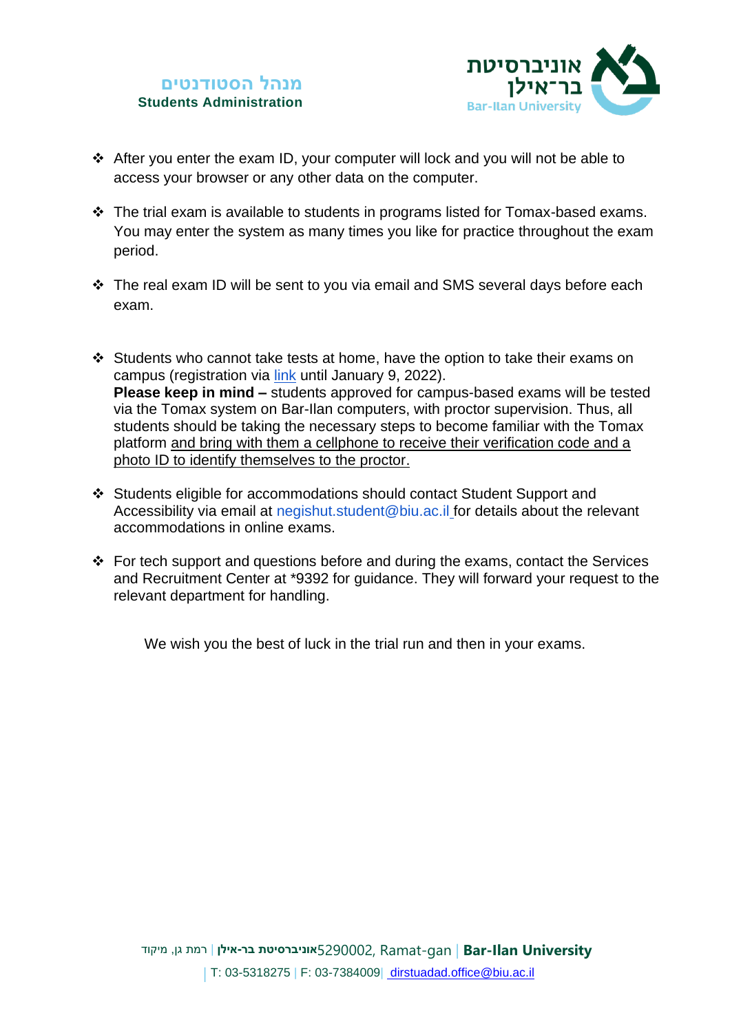- After you enter the exam ID, your computer will lock and you will not be able to access your browser or any other data on the computer.

- The trial exam is available to students in programs listed for Tomax-based exams. You may enter the system as many times you like for practice throughout the exam period.

- The real exam ID will be sent to you via email and SMS several days before each exam.

- Students who cannot take tests at home, have the option to take their exams on campus (registration via link until January 9, 2022).
  **Please keep in mind –** students approved for campus-based exams will be tested via the Tomax system on Bar-Ilan computers, with proctor supervision. Thus, all students should be taking the necessary steps to become familiar with the Tomax platform and bring with them a cellphone to receive their verification code and a photo ID to identify themselves to the proctor.

- Students eligible for accommodations should contact Student Support and Accessibility via email at negishut.student@biu.ac.il for details about the relevant accommodations in online exams.

- For tech support and questions before and during the exams, contact the Services and Recruitment Center at *9392 for guidance. They will forward your request to the relevant department for handling.

We wish you the best of luck in the trial run and then in your exams.